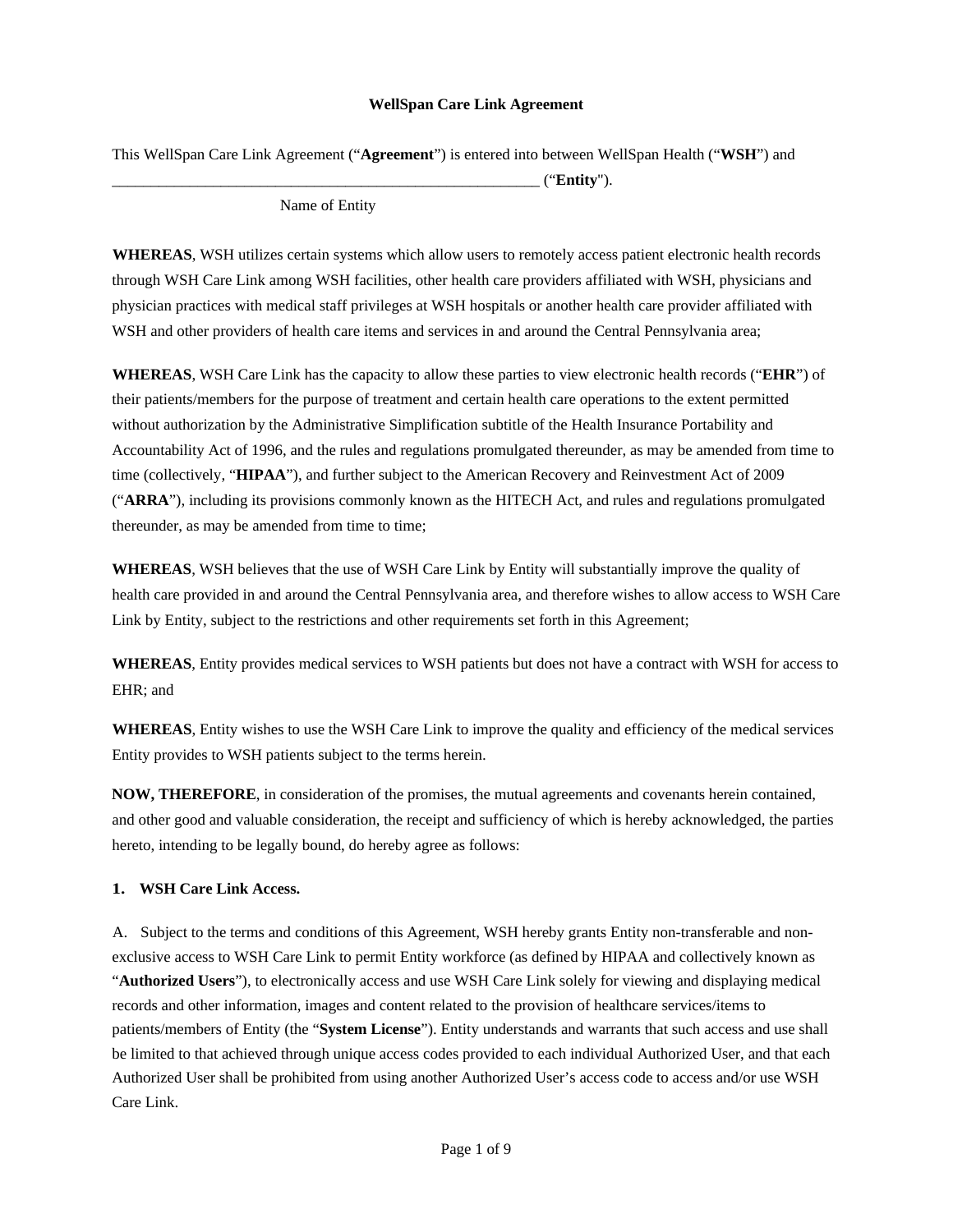# WellSpan Care Link Agreement

This WellSpan Care Link Agreement ("**Agreement**") is entered into between WellSpan Health ("**WSH**") and _________________________________________________________ ("**Entity**").

Name of Entity

**WHEREAS**, WSH utilizes certain systems which allow users to remotely access patient electronic health records through WSH Care Link among WSH facilities, other health care providers affiliated with WSH, physicians and physician practices with medical staff privileges at WSH hospitals or another health care provider affiliated with WSH and other providers of health care items and services in and around the Central Pennsylvania area;

**WHEREAS**, WSH Care Link has the capacity to allow these parties to view electronic health records ("**EHR**") of their patients/members for the purpose of treatment and certain health care operations to the extent permitted without authorization by the Administrative Simplification subtitle of the Health Insurance Portability and Accountability Act of 1996, and the rules and regulations promulgated thereunder, as may be amended from time to time (collectively, "**HIPAA**"), and further subject to the American Recovery and Reinvestment Act of 2009 ("**ARRA**"), including its provisions commonly known as the HITECH Act, and rules and regulations promulgated thereunder, as may be amended from time to time;

**WHEREAS**, WSH believes that the use of WSH Care Link by Entity will substantially improve the quality of health care provided in and around the Central Pennsylvania area, and therefore wishes to allow access to WSH Care Link by Entity, subject to the restrictions and other requirements set forth in this Agreement;

**WHEREAS**, Entity provides medical services to WSH patients but does not have a contract with WSH for access to EHR; and

**WHEREAS**, Entity wishes to use the WSH Care Link to improve the quality and efficiency of the medical services Entity provides to WSH patients subject to the terms herein.

**NOW, THEREFORE**, in consideration of the promises, the mutual agreements and covenants herein contained, and other good and valuable consideration, the receipt and sufficiency of which is hereby acknowledged, the parties hereto, intending to be legally bound, do hereby agree as follows:

## 1. WSH Care Link Access.

A. Subject to the terms and conditions of this Agreement, WSH hereby grants Entity non-transferable and non-exclusive access to WSH Care Link to permit Entity workforce (as defined by HIPAA and collectively known as "**Authorized Users**"), to electronically access and use WSH Care Link solely for viewing and displaying medical records and other information, images and content related to the provision of healthcare services/items to patients/members of Entity (the "**System License**"). Entity understands and warrants that such access and use shall be limited to that achieved through unique access codes provided to each individual Authorized User, and that each Authorized User shall be prohibited from using another Authorized User's access code to access and/or use WSH Care Link.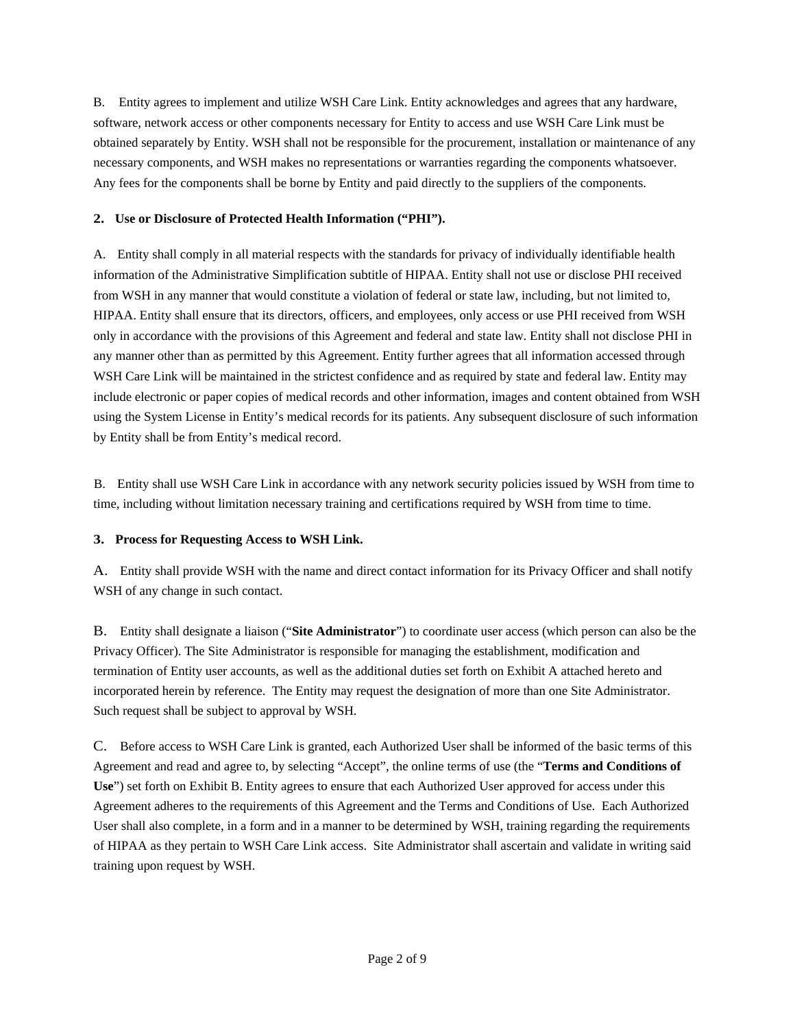B. Entity agrees to implement and utilize WSH Care Link. Entity acknowledges and agrees that any hardware, software, network access or other components necessary for Entity to access and use WSH Care Link must be obtained separately by Entity. WSH shall not be responsible for the procurement, installation or maintenance of any necessary components, and WSH makes no representations or warranties regarding the components whatsoever. Any fees for the components shall be borne by Entity and paid directly to the suppliers of the components.

**2. Use or Disclosure of Protected Health Information ("PHI").**

A. Entity shall comply in all material respects with the standards for privacy of individually identifiable health information of the Administrative Simplification subtitle of HIPAA. Entity shall not use or disclose PHI received from WSH in any manner that would constitute a violation of federal or state law, including, but not limited to, HIPAA. Entity shall ensure that its directors, officers, and employees, only access or use PHI received from WSH only in accordance with the provisions of this Agreement and federal and state law. Entity shall not disclose PHI in any manner other than as permitted by this Agreement. Entity further agrees that all information accessed through WSH Care Link will be maintained in the strictest confidence and as required by state and federal law. Entity may include electronic or paper copies of medical records and other information, images and content obtained from WSH using the System License in Entity's medical records for its patients. Any subsequent disclosure of such information by Entity shall be from Entity's medical record.

B. Entity shall use WSH Care Link in accordance with any network security policies issued by WSH from time to time, including without limitation necessary training and certifications required by WSH from time to time.

**3. Process for Requesting Access to WSH Link.**

A. Entity shall provide WSH with the name and direct contact information for its Privacy Officer and shall notify WSH of any change in such contact.

B. Entity shall designate a liaison ("**Site Administrator**") to coordinate user access (which person can also be the Privacy Officer). The Site Administrator is responsible for managing the establishment, modification and termination of Entity user accounts, as well as the additional duties set forth on Exhibit A attached hereto and incorporated herein by reference. The Entity may request the designation of more than one Site Administrator. Such request shall be subject to approval by WSH.

C. Before access to WSH Care Link is granted, each Authorized User shall be informed of the basic terms of this Agreement and read and agree to, by selecting "Accept", the online terms of use (the "**Terms and Conditions of Use**") set forth on Exhibit B. Entity agrees to ensure that each Authorized User approved for access under this Agreement adheres to the requirements of this Agreement and the Terms and Conditions of Use. Each Authorized User shall also complete, in a form and in a manner to be determined by WSH, training regarding the requirements of HIPAA as they pertain to WSH Care Link access. Site Administrator shall ascertain and validate in writing said training upon request by WSH.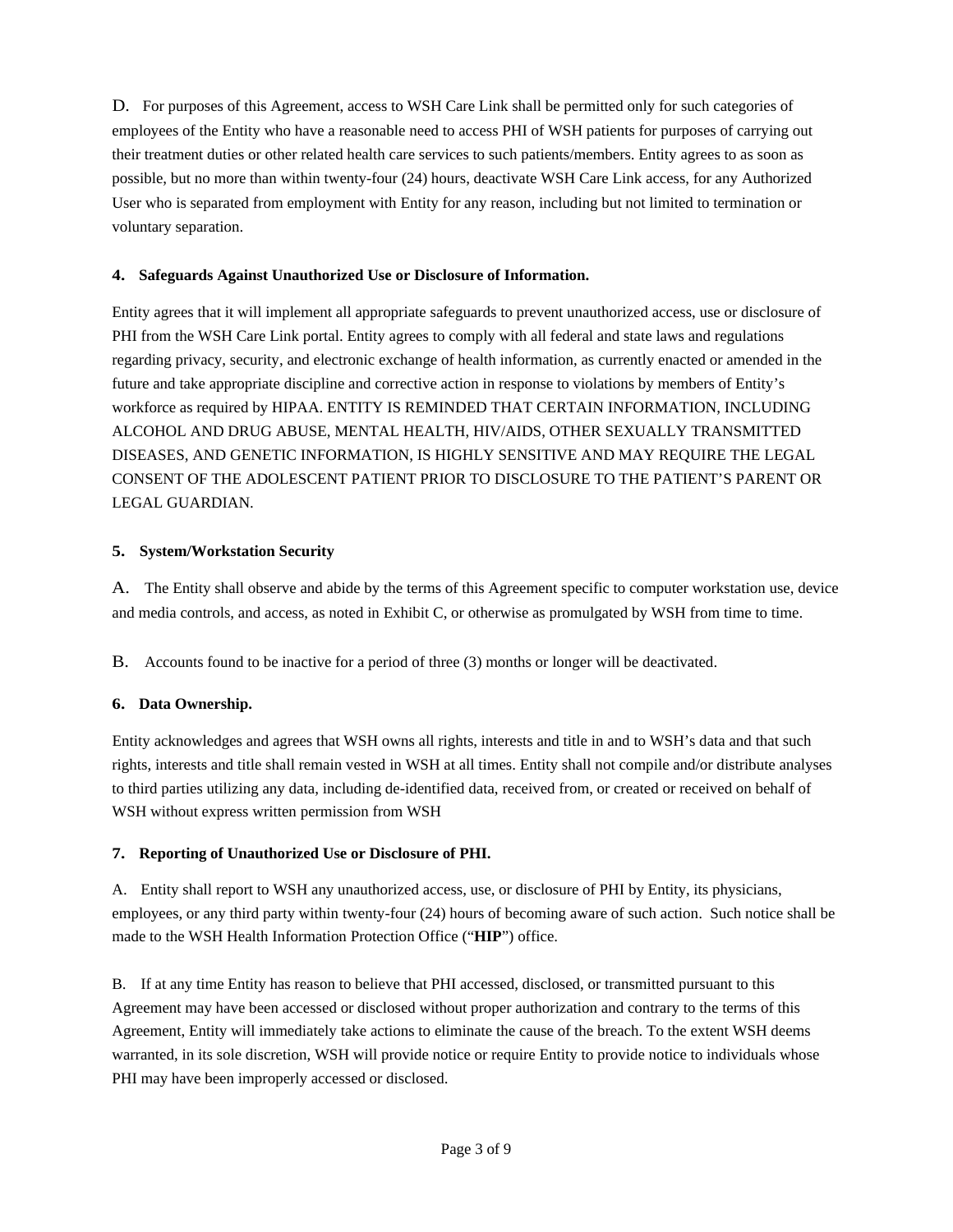D. For purposes of this Agreement, access to WSH Care Link shall be permitted only for such categories of employees of the Entity who have a reasonable need to access PHI of WSH patients for purposes of carrying out their treatment duties or other related health care services to such patients/members. Entity agrees to as soon as possible, but no more than within twenty-four (24) hours, deactivate WSH Care Link access, for any Authorized User who is separated from employment with Entity for any reason, including but not limited to termination or voluntary separation.

**4. Safeguards Against Unauthorized Use or Disclosure of Information.**

Entity agrees that it will implement all appropriate safeguards to prevent unauthorized access, use or disclosure of PHI from the WSH Care Link portal. Entity agrees to comply with all federal and state laws and regulations regarding privacy, security, and electronic exchange of health information, as currently enacted or amended in the future and take appropriate discipline and corrective action in response to violations by members of Entity's workforce as required by HIPAA. ENTITY IS REMINDED THAT CERTAIN INFORMATION, INCLUDING ALCOHOL AND DRUG ABUSE, MENTAL HEALTH, HIV/AIDS, OTHER SEXUALLY TRANSMITTED DISEASES, AND GENETIC INFORMATION, IS HIGHLY SENSITIVE AND MAY REQUIRE THE LEGAL CONSENT OF THE ADOLESCENT PATIENT PRIOR TO DISCLOSURE TO THE PATIENT'S PARENT OR LEGAL GUARDIAN.

**5. System/Workstation Security**

A. The Entity shall observe and abide by the terms of this Agreement specific to computer workstation use, device and media controls, and access, as noted in Exhibit C, or otherwise as promulgated by WSH from time to time.

B. Accounts found to be inactive for a period of three (3) months or longer will be deactivated.

**6. Data Ownership.**

Entity acknowledges and agrees that WSH owns all rights, interests and title in and to WSH's data and that such rights, interests and title shall remain vested in WSH at all times. Entity shall not compile and/or distribute analyses to third parties utilizing any data, including de-identified data, received from, or created or received on behalf of WSH without express written permission from WSH

**7. Reporting of Unauthorized Use or Disclosure of PHI.**

A. Entity shall report to WSH any unauthorized access, use, or disclosure of PHI by Entity, its physicians, employees, or any third party within twenty-four (24) hours of becoming aware of such action. Such notice shall be made to the WSH Health Information Protection Office ("**HIP**") office.

B. If at any time Entity has reason to believe that PHI accessed, disclosed, or transmitted pursuant to this Agreement may have been accessed or disclosed without proper authorization and contrary to the terms of this Agreement, Entity will immediately take actions to eliminate the cause of the breach. To the extent WSH deems warranted, in its sole discretion, WSH will provide notice or require Entity to provide notice to individuals whose PHI may have been improperly accessed or disclosed.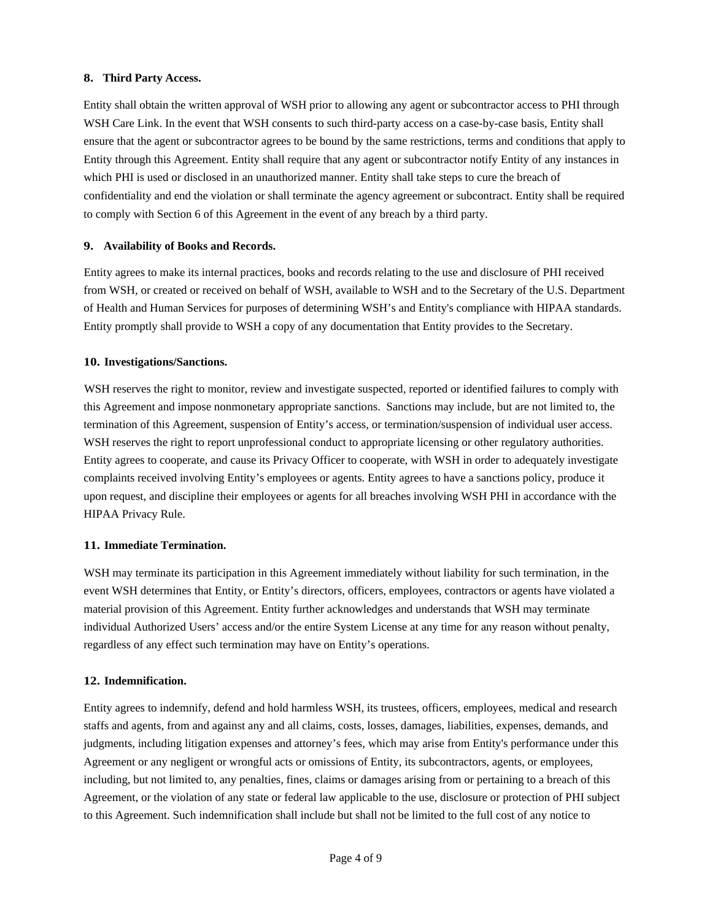**8. Third Party Access.**

Entity shall obtain the written approval of WSH prior to allowing any agent or subcontractor access to PHI through WSH Care Link. In the event that WSH consents to such third-party access on a case-by-case basis, Entity shall ensure that the agent or subcontractor agrees to be bound by the same restrictions, terms and conditions that apply to Entity through this Agreement. Entity shall require that any agent or subcontractor notify Entity of any instances in which PHI is used or disclosed in an unauthorized manner. Entity shall take steps to cure the breach of confidentiality and end the violation or shall terminate the agency agreement or subcontract. Entity shall be required to comply with Section 6 of this Agreement in the event of any breach by a third party.

**9. Availability of Books and Records.**

Entity agrees to make its internal practices, books and records relating to the use and disclosure of PHI received from WSH, or created or received on behalf of WSH, available to WSH and to the Secretary of the U.S. Department of Health and Human Services for purposes of determining WSH's and Entity's compliance with HIPAA standards. Entity promptly shall provide to WSH a copy of any documentation that Entity provides to the Secretary.

**10. Investigations/Sanctions.**

WSH reserves the right to monitor, review and investigate suspected, reported or identified failures to comply with this Agreement and impose nonmonetary appropriate sanctions. Sanctions may include, but are not limited to, the termination of this Agreement, suspension of Entity's access, or termination/suspension of individual user access. WSH reserves the right to report unprofessional conduct to appropriate licensing or other regulatory authorities. Entity agrees to cooperate, and cause its Privacy Officer to cooperate, with WSH in order to adequately investigate complaints received involving Entity's employees or agents. Entity agrees to have a sanctions policy, produce it upon request, and discipline their employees or agents for all breaches involving WSH PHI in accordance with the HIPAA Privacy Rule.

**11. Immediate Termination.**

WSH may terminate its participation in this Agreement immediately without liability for such termination, in the event WSH determines that Entity, or Entity's directors, officers, employees, contractors or agents have violated a material provision of this Agreement. Entity further acknowledges and understands that WSH may terminate individual Authorized Users' access and/or the entire System License at any time for any reason without penalty, regardless of any effect such termination may have on Entity's operations.

**12. Indemnification.**

Entity agrees to indemnify, defend and hold harmless WSH, its trustees, officers, employees, medical and research staffs and agents, from and against any and all claims, costs, losses, damages, liabilities, expenses, demands, and judgments, including litigation expenses and attorney's fees, which may arise from Entity's performance under this Agreement or any negligent or wrongful acts or omissions of Entity, its subcontractors, agents, or employees, including, but not limited to, any penalties, fines, claims or damages arising from or pertaining to a breach of this Agreement, or the violation of any state or federal law applicable to the use, disclosure or protection of PHI subject to this Agreement. Such indemnification shall include but shall not be limited to the full cost of any notice to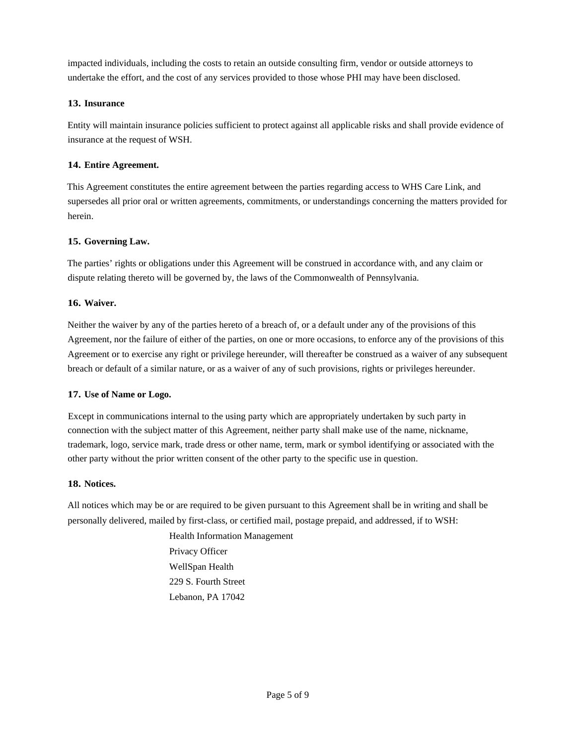impacted individuals, including the costs to retain an outside consulting firm, vendor or outside attorneys to undertake the effort, and the cost of any services provided to those whose PHI may have been disclosed.

**13. Insurance**

Entity will maintain insurance policies sufficient to protect against all applicable risks and shall provide evidence of insurance at the request of WSH.

**14. Entire Agreement.**

This Agreement constitutes the entire agreement between the parties regarding access to WHS Care Link, and supersedes all prior oral or written agreements, commitments, or understandings concerning the matters provided for herein.

**15. Governing Law.**

The parties' rights or obligations under this Agreement will be construed in accordance with, and any claim or dispute relating thereto will be governed by, the laws of the Commonwealth of Pennsylvania.

**16. Waiver.**

Neither the waiver by any of the parties hereto of a breach of, or a default under any of the provisions of this Agreement, nor the failure of either of the parties, on one or more occasions, to enforce any of the provisions of this Agreement or to exercise any right or privilege hereunder, will thereafter be construed as a waiver of any subsequent breach or default of a similar nature, or as a waiver of any of such provisions, rights or privileges hereunder.

**17. Use of Name or Logo.**

Except in communications internal to the using party which are appropriately undertaken by such party in connection with the subject matter of this Agreement, neither party shall make use of the name, nickname, trademark, logo, service mark, trade dress or other name, term, mark or symbol identifying or associated with the other party without the prior written consent of the other party to the specific use in question.

**18. Notices.**

All notices which may be or are required to be given pursuant to this Agreement shall be in writing and shall be personally delivered, mailed by first-class, or certified mail, postage prepaid, and addressed, if to WSH:

Health Information Management
Privacy Officer
WellSpan Health
229 S. Fourth Street
Lebanon, PA 17042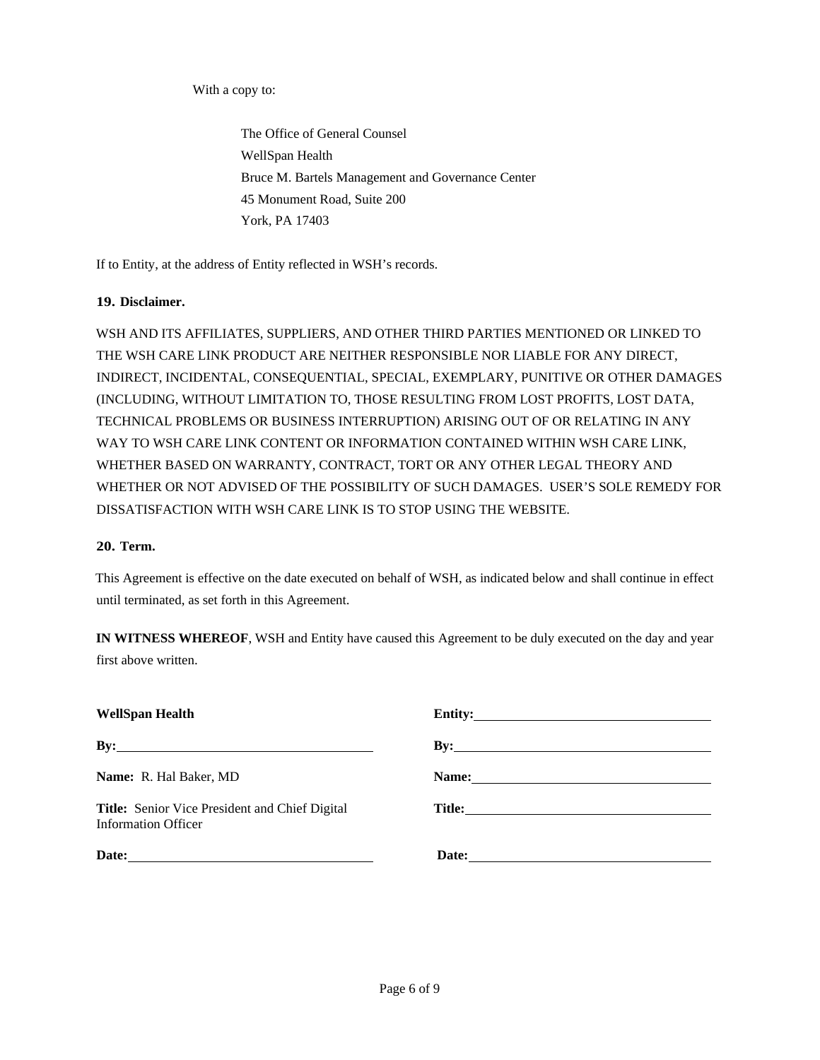With a copy to:

The Office of General Counsel
WellSpan Health
Bruce M. Bartels Management and Governance Center
45 Monument Road, Suite 200
York, PA 17403

If to Entity, at the address of Entity reflected in WSH's records.

**19. Disclaimer.**

WSH AND ITS AFFILIATES, SUPPLIERS, AND OTHER THIRD PARTIES MENTIONED OR LINKED TO THE WSH CARE LINK PRODUCT ARE NEITHER RESPONSIBLE NOR LIABLE FOR ANY DIRECT, INDIRECT, INCIDENTAL, CONSEQUENTIAL, SPECIAL, EXEMPLARY, PUNITIVE OR OTHER DAMAGES (INCLUDING, WITHOUT LIMITATION TO, THOSE RESULTING FROM LOST PROFITS, LOST DATA, TECHNICAL PROBLEMS OR BUSINESS INTERRUPTION) ARISING OUT OF OR RELATING IN ANY WAY TO WSH CARE LINK CONTENT OR INFORMATION CONTAINED WITHIN WSH CARE LINK, WHETHER BASED ON WARRANTY, CONTRACT, TORT OR ANY OTHER LEGAL THEORY AND WHETHER OR NOT ADVISED OF THE POSSIBILITY OF SUCH DAMAGES. USER'S SOLE REMEDY FOR DISSATISFACTION WITH WSH CARE LINK IS TO STOP USING THE WEBSITE.

**20. Term.**

This Agreement is effective on the date executed on behalf of WSH, as indicated below and shall continue in effect until terminated, as set forth in this Agreement.

**IN WITNESS WHEREOF**, WSH and Entity have caused this Agreement to be duly executed on the day and year first above written.

| **WellSpan Health** | **Entity:** ______________________ |
|---|---|
| **By:** ______________________ | **By:** ______________________ |
| **Name:** R. Hal Baker, MD | **Name:** ______________________ |
| **Title:** Senior Vice President and Chief Digital Information Officer | **Title:** ______________________ |
| **Date:** ______________________ | **Date:** ______________________ |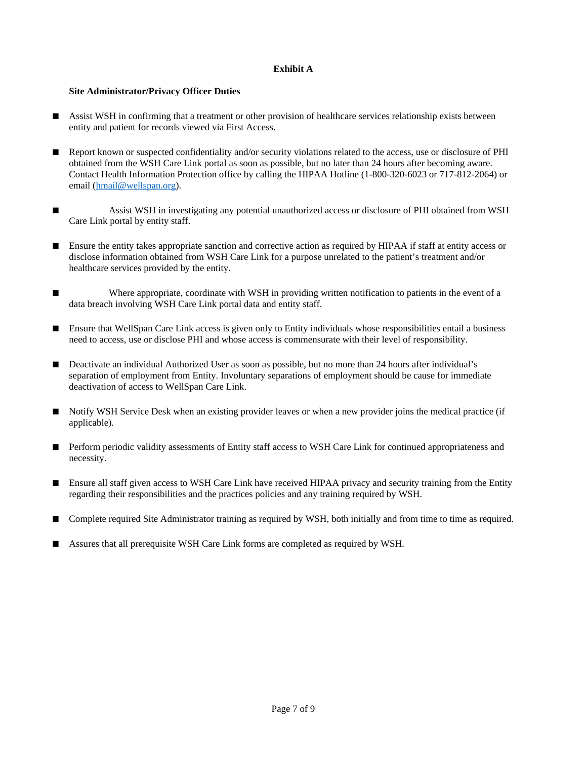**Exhibit A**

**Site Administrator/Privacy Officer Duties**

- Assist WSH in confirming that a treatment or other provision of healthcare services relationship exists between entity and patient for records viewed via First Access.
- Report known or suspected confidentiality and/or security violations related to the access, use or disclosure of PHI obtained from the WSH Care Link portal as soon as possible, but no later than 24 hours after becoming aware. Contact Health Information Protection office by calling the HIPAA Hotline (1-800-320-6023 or 717-812-2064) or email (hmail@wellspan.org).
- Assist WSH in investigating any potential unauthorized access or disclosure of PHI obtained from WSH Care Link portal by entity staff.
- Ensure the entity takes appropriate sanction and corrective action as required by HIPAA if staff at entity access or disclose information obtained from WSH Care Link for a purpose unrelated to the patient's treatment and/or healthcare services provided by the entity.
- Where appropriate, coordinate with WSH in providing written notification to patients in the event of a data breach involving WSH Care Link portal data and entity staff.
- Ensure that WellSpan Care Link access is given only to Entity individuals whose responsibilities entail a business need to access, use or disclose PHI and whose access is commensurate with their level of responsibility.
- Deactivate an individual Authorized User as soon as possible, but no more than 24 hours after individual's separation of employment from Entity. Involuntary separations of employment should be cause for immediate deactivation of access to WellSpan Care Link.
- Notify WSH Service Desk when an existing provider leaves or when a new provider joins the medical practice (if applicable).
- Perform periodic validity assessments of Entity staff access to WSH Care Link for continued appropriateness and necessity.
- Ensure all staff given access to WSH Care Link have received HIPAA privacy and security training from the Entity regarding their responsibilities and the practices policies and any training required by WSH.
- Complete required Site Administrator training as required by WSH, both initially and from time to time as required.
- Assures that all prerequisite WSH Care Link forms are completed as required by WSH.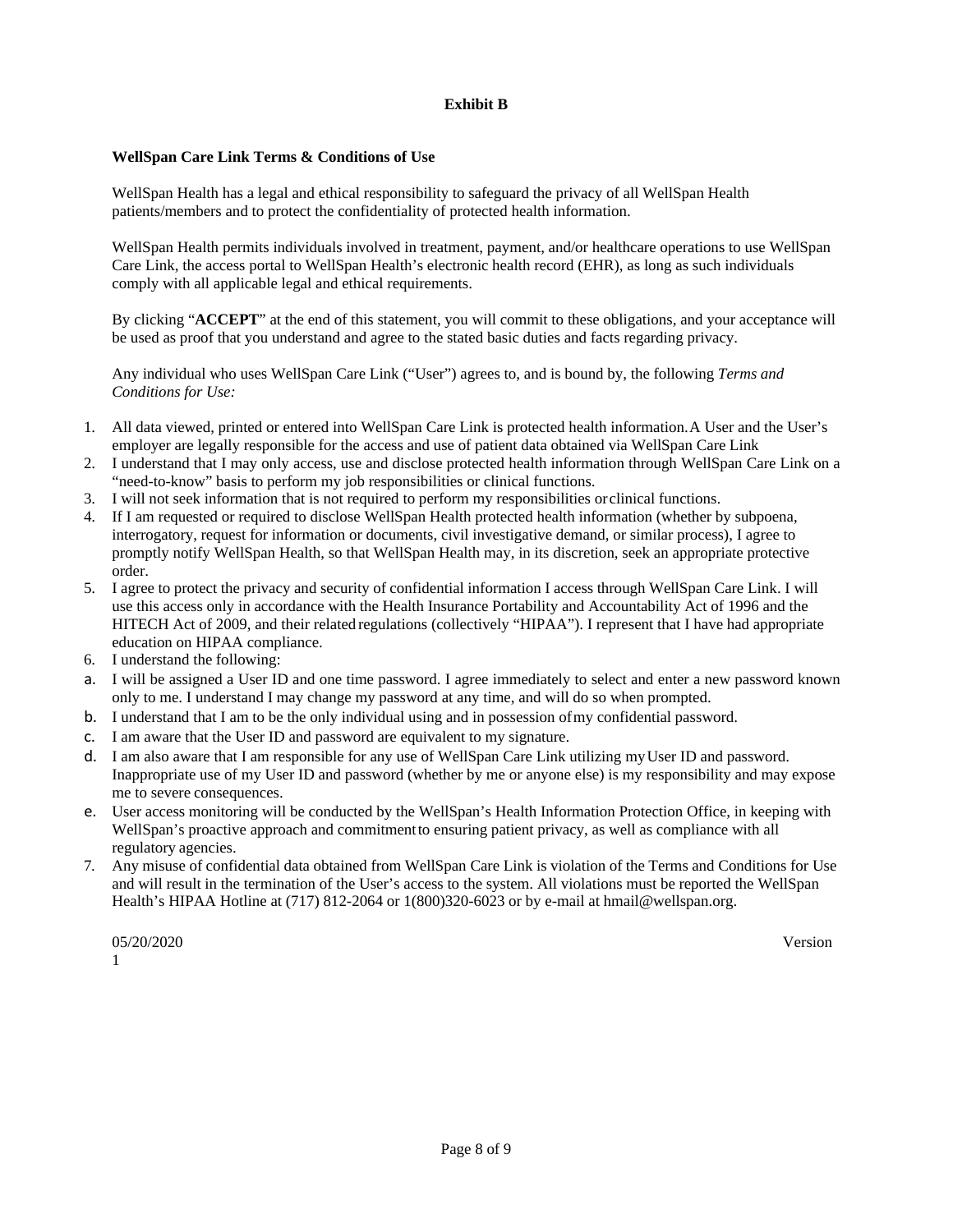**Exhibit B**

**WellSpan Care Link Terms & Conditions of Use**

WellSpan Health has a legal and ethical responsibility to safeguard the privacy of all WellSpan Health patients/members and to protect the confidentiality of protected health information.

WellSpan Health permits individuals involved in treatment, payment, and/or healthcare operations to use WellSpan Care Link, the access portal to WellSpan Health's electronic health record (EHR), as long as such individuals comply with all applicable legal and ethical requirements.

By clicking "**ACCEPT**" at the end of this statement, you will commit to these obligations, and your acceptance will be used as proof that you understand and agree to the stated basic duties and facts regarding privacy.

Any individual who uses WellSpan Care Link ("User") agrees to, and is bound by, the following *Terms and Conditions for Use:*

1. All data viewed, printed or entered into WellSpan Care Link is protected health information. A User and the User's employer are legally responsible for the access and use of patient data obtained via WellSpan Care Link
2. I understand that I may only access, use and disclose protected health information through WellSpan Care Link on a "need-to-know" basis to perform my job responsibilities or clinical functions.
3. I will not seek information that is not required to perform my responsibilities or clinical functions.
4. If I am requested or required to disclose WellSpan Health protected health information (whether by subpoena, interrogatory, request for information or documents, civil investigative demand, or similar process), I agree to promptly notify WellSpan Health, so that WellSpan Health may, in its discretion, seek an appropriate protective order.
5. I agree to protect the privacy and security of confidential information I access through WellSpan Care Link. I will use this access only in accordance with the Health Insurance Portability and Accountability Act of 1996 and the HITECH Act of 2009, and their related regulations (collectively "HIPAA"). I represent that I have had appropriate education on HIPAA compliance.
6. I understand the following:

a. I will be assigned a User ID and one time password. I agree immediately to select and enter a new password known only to me. I understand I may change my password at any time, and will do so when prompted.

b. I understand that I am to be the only individual using and in possession of my confidential password.

c. I am aware that the User ID and password are equivalent to my signature.

d. I am also aware that I am responsible for any use of WellSpan Care Link utilizing my User ID and password. Inappropriate use of my User ID and password (whether by me or anyone else) is my responsibility and may expose me to severe consequences.

e. User access monitoring will be conducted by the WellSpan's Health Information Protection Office, in keeping with WellSpan's proactive approach and commitment to ensuring patient privacy, as well as compliance with all regulatory agencies.

7. Any misuse of confidential data obtained from WellSpan Care Link is violation of the Terms and Conditions for Use and will result in the termination of the User's access to the system. All violations must be reported the WellSpan Health's HIPAA Hotline at (717) 812-2064 or 1(800)320-6023 or by e-mail at hmail@wellspan.org.

05/20/2020 Version 1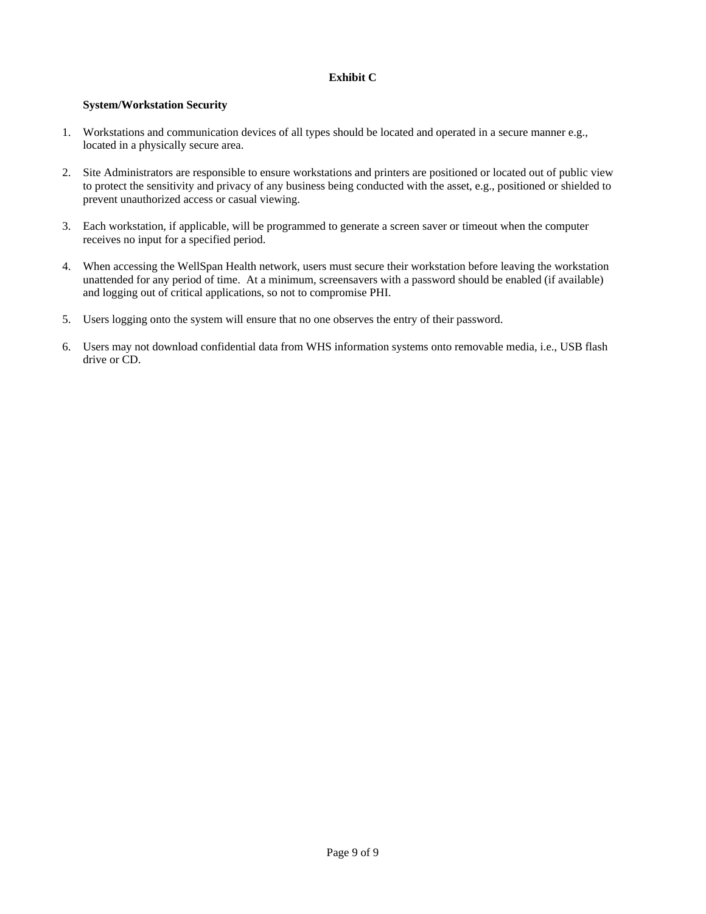# Exhibit C

**System/Workstation Security**

1. Workstations and communication devices of all types should be located and operated in a secure manner e.g., located in a physically secure area.

2. Site Administrators are responsible to ensure workstations and printers are positioned or located out of public view to protect the sensitivity and privacy of any business being conducted with the asset, e.g., positioned or shielded to prevent unauthorized access or casual viewing.

3. Each workstation, if applicable, will be programmed to generate a screen saver or timeout when the computer receives no input for a specified period.

4. When accessing the WellSpan Health network, users must secure their workstation before leaving the workstation unattended for any period of time. At a minimum, screensavers with a password should be enabled (if available) and logging out of critical applications, so not to compromise PHI.

5. Users logging onto the system will ensure that no one observes the entry of their password.

6. Users may not download confidential data from WHS information systems onto removable media, i.e., USB flash drive or CD.